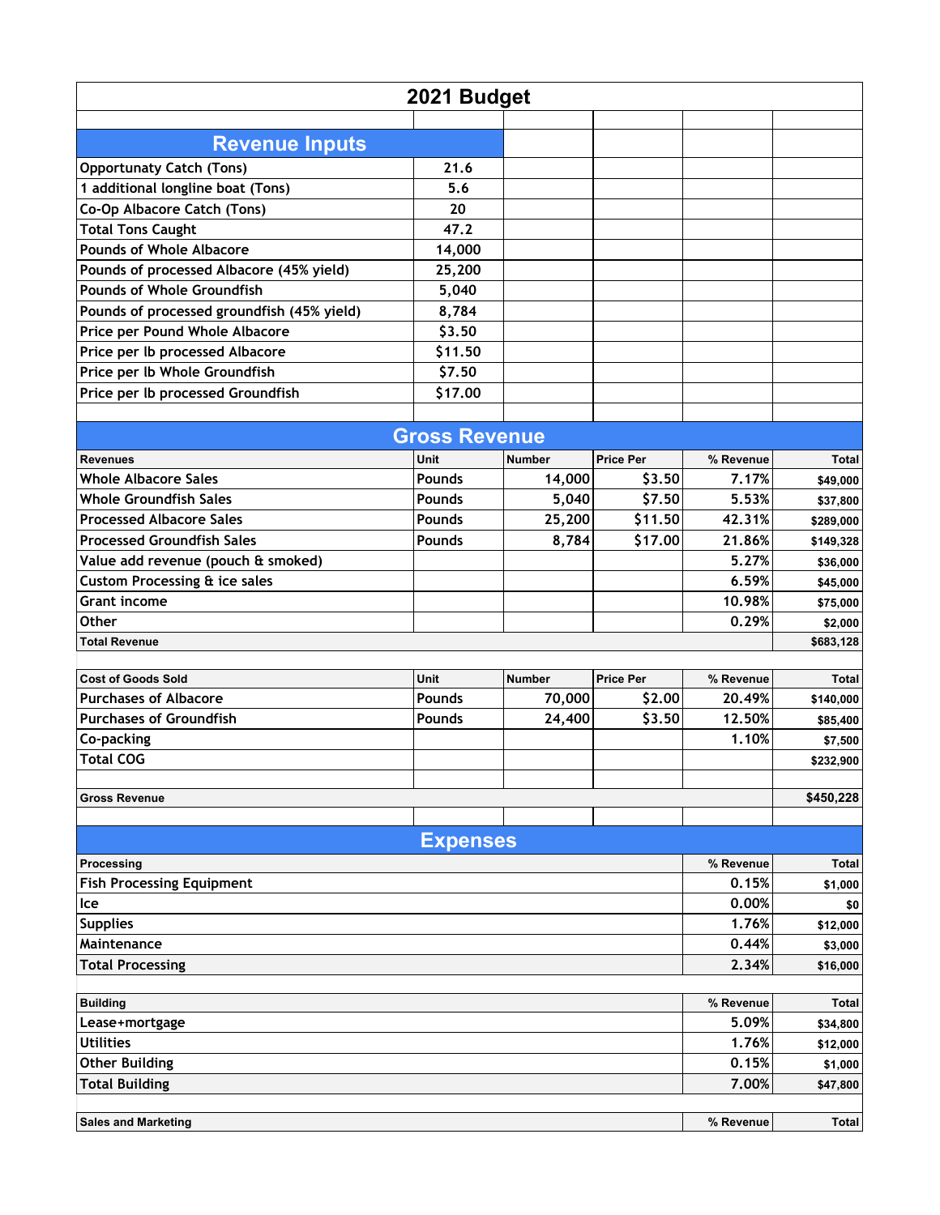# 2021 Budget

## Revenue Inputs

| Revenue Inputs | |
|---|---|
| Opportunaty Catch (Tons) | 21.6 |
| 1 additional longline boat (Tons) | 5.6 |
| Co-Op Albacore Catch (Tons) | 20 |
| Total Tons Caught | 47.2 |
| Pounds of Whole Albacore | 14,000 |
| Pounds of processed Albacore (45% yield) | 25,200 |
| Pounds of Whole Groundfish | 5,040 |
| Pounds of processed groundfish (45% yield) | 8,784 |
| Price per Pound Whole Albacore | $3.50 |
| Price per lb processed Albacore | $11.50 |
| Price per lb Whole Groundfish | $7.50 |
| Price per lb processed Groundfish | $17.00 |

## Gross Revenue

| Revenues | Unit | Number | Price Per | % Revenue | Total |
|---|---|---|---|---|---|
| Whole Albacore Sales | Pounds | 14,000 | $3.50 | 7.17% | $49,000 |
| Whole Groundfish Sales | Pounds | 5,040 | $7.50 | 5.53% | $37,800 |
| Processed Albacore Sales | Pounds | 25,200 | $11.50 | 42.31% | $289,000 |
| Processed Groundfish Sales | Pounds | 8,784 | $17.00 | 21.86% | $149,328 |
| Value add revenue (pouch & smoked) | | | | 5.27% | $36,000 |
| Custom Processing & ice sales | | | | 6.59% | $45,000 |
| Grant income | | | | 10.98% | $75,000 |
| Other | | | | 0.29% | $2,000 |
| Total Revenue | | | | | $683,128 |

| Cost of Goods Sold | Unit | Number | Price Per | % Revenue | Total |
|---|---|---|---|---|---|
| Purchases of Albacore | Pounds | 70,000 | $2.00 | 20.49% | $140,000 |
| Purchases of Groundfish | Pounds | 24,400 | $3.50 | 12.50% | $85,400 |
| Co-packing | | | | 1.10% | $7,500 |
| Total COG | | | | | $232,900 |
| | | | | | |
| Gross Revenue | | | | | $450,228 |

## Expenses

| Processing | % Revenue | Total |
|---|---|---|
| Fish Processing Equipment | 0.15% | $1,000 |
| Ice | 0.00% | $0 |
| Supplies | 1.76% | $12,000 |
| Maintenance | 0.44% | $3,000 |
| Total Processing | 2.34% | $16,000 |

| Building | % Revenue | Total |
|---|---|---|
| Lease+mortgage | 5.09% | $34,800 |
| Utilities | 1.76% | $12,000 |
| Other Building | 0.15% | $1,000 |
| Total Building | 7.00% | $47,800 |

| Sales and Marketing | % Revenue | Total |
|---|---|---|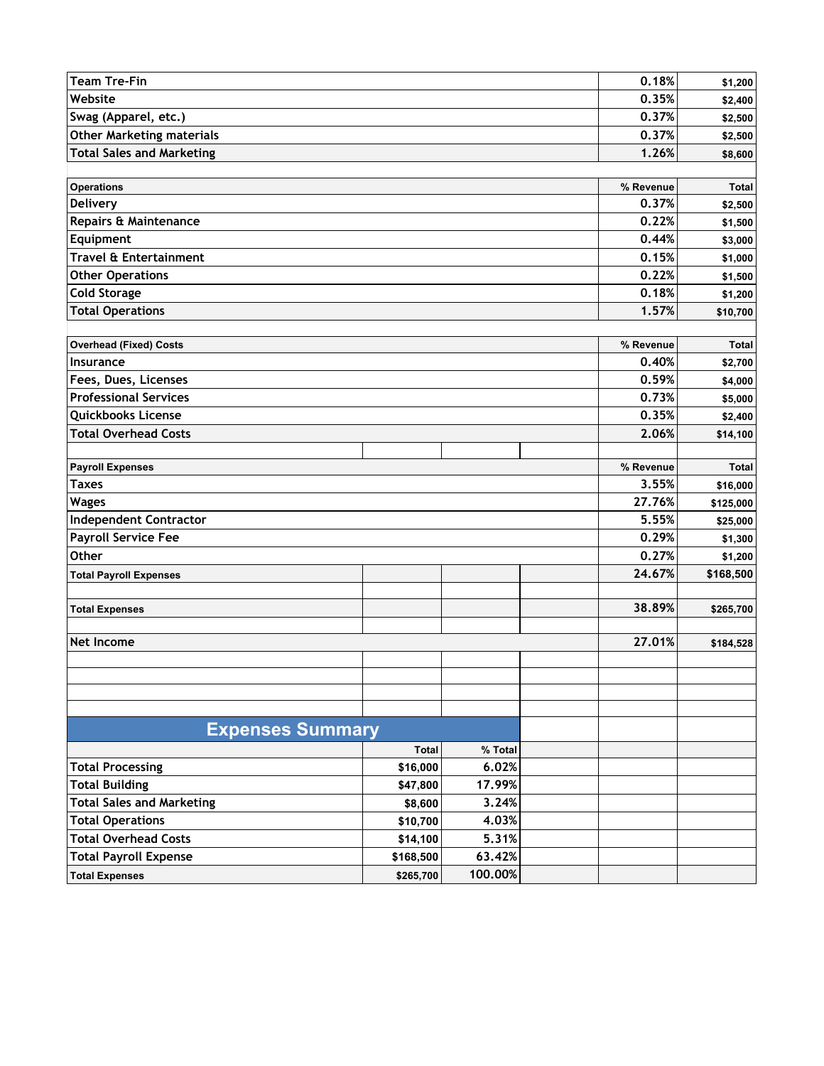| | | |
|---|---|---|
| Team Tre-Fin | 0.18% | $1,200 |
| Website | 0.35% | $2,400 |
| Swag (Apparel, etc.) | 0.37% | $2,500 |
| Other Marketing materials | 0.37% | $2,500 |
| Total Sales and Marketing | 1.26% | $8,600 |
| | | |
| **Operations** | **% Revenue** | **Total** |
| Delivery | 0.37% | $2,500 |
| Repairs & Maintenance | 0.22% | $1,500 |
| Equipment | 0.44% | $3,000 |
| Travel & Entertainment | 0.15% | $1,000 |
| Other Operations | 0.22% | $1,500 |
| Cold Storage | 0.18% | $1,200 |
| Total Operations | 1.57% | $10,700 |
| | | |
| **Overhead (Fixed) Costs** | **% Revenue** | **Total** |
| Insurance | 0.40% | $2,700 |
| Fees, Dues, Licenses | 0.59% | $4,000 |
| Professional Services | 0.73% | $5,000 |
| Quickbooks License | 0.35% | $2,400 |
| Total Overhead Costs | 2.06% | $14,100 |
| | | |
| **Payroll Expenses** | **% Revenue** | **Total** |
| Taxes | 3.55% | $16,000 |
| Wages | 27.76% | $125,000 |
| Independent Contractor | 5.55% | $25,000 |
| Payroll Service Fee | 0.29% | $1,300 |
| Other | 0.27% | $1,200 |
| **Total Payroll Expenses** | 24.67% | $168,500 |
| | | |
| **Total Expenses** | 38.89% | $265,700 |
| | | |
| Net Income | 27.01% | $184,528 |

## Expenses Summary

| | Total | % Total |
|---|---|---|
| Total Processing | $16,000 | 6.02% |
| Total Building | $47,800 | 17.99% |
| Total Sales and Marketing | $8,600 | 3.24% |
| Total Operations | $10,700 | 4.03% |
| Total Overhead Costs | $14,100 | 5.31% |
| Total Payroll Expense | $168,500 | 63.42% |
| **Total Expenses** | $265,700 | 100.00% |